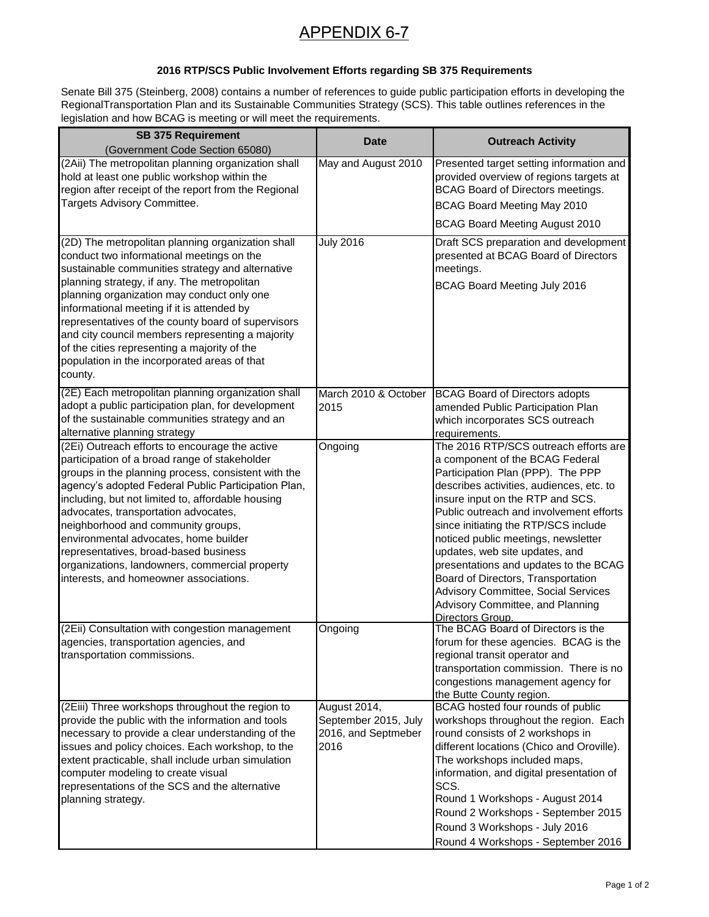// APPENDIX 6-7

# APPENDIX 6-7

**2016 RTP/SCS Public Involvement Efforts regarding SB 375 Requirements**

Senate Bill 375 (Steinberg, 2008) contains a number of references to guide public participation efforts in developing the RegionalTransportation Plan and its Sustainable Communities Strategy (SCS). This table outlines references in the legislation and how BCAG is meeting or will meet the requirements.

| **SB 375 Requirement** (Government Code Section 65080) | **Date** | **Outreach Activity** |
|---|---|---|
| (2Aii) The metropolitan planning organization shall hold at least one public workshop within the region after receipt of the report from the Regional Targets Advisory Committee. | May and August 2010 | Presented target setting information and provided overview of regions targets at BCAG Board of Directors meetings. BCAG Board Meeting May 2010 BCAG Board Meeting August 2010 |
| (2D) The metropolitan planning organization shall conduct two informational meetings on the sustainable communities strategy and alternative planning strategy, if any. The metropolitan planning organization may conduct only one informational meeting if it is attended by representatives of the county board of supervisors and city council members representing a majority of the cities representing a majority of the population in the incorporated areas of that county. | July 2016 | Draft SCS preparation and development presented at BCAG Board of Directors meetings. BCAG Board Meeting July 2016 |
| (2E) Each metropolitan planning organization shall adopt a public participation plan, for development of the sustainable communities strategy and an alternative planning strategy | March 2010 & October 2015 | BCAG Board of Directors adopts amended Public Participation Plan which incorporates SCS outreach requirements. |
| (2Ei) Outreach efforts to encourage the active participation of a broad range of stakeholder groups in the planning process, consistent with the agency's adopted Federal Public Participation Plan, including, but not limited to, affordable housing advocates, transportation advocates, neighborhood and community groups, environmental advocates, home builder representatives, broad-based business organizations, landowners, commercial property interests, and homeowner associations. | Ongoing | The 2016 RTP/SCS outreach efforts are a component of the BCAG Federal Participation Plan (PPP). The PPP describes activities, audiences, etc. to insure input on the RTP and SCS. Public outreach and involvement efforts since initiating the RTP/SCS include noticed public meetings, newsletter updates, web site updates, and presentations and updates to the BCAG Board of Directors, Transportation Advisory Committee, Social Services Advisory Committee, and Planning Directors Group. |
| (2Eii) Consultation with congestion management agencies, transportation agencies, and transportation commissions. | Ongoing | The BCAG Board of Directors is the forum for these agencies. BCAG is the regional transit operator and transportation commission. There is no congestions management agency for the Butte County region. |
| (2Eiii) Three workshops throughout the region to provide the public with the information and tools necessary to provide a clear understanding of the issues and policy choices. Each workshop, to the extent practicable, shall include urban simulation computer modeling to create visual representations of the SCS and the alternative planning strategy. | August 2014, September 2015, July 2016, and Septmeber 2016 | BCAG hosted four rounds of public workshops throughout the region. Each round consists of 2 workshops in different locations (Chico and Oroville). The workshops included maps, information, and digital presentation of SCS. Round 1 Workshops - August 2014 Round 2 Workshops - September 2015 Round 3 Workshops - July 2016 Round 4 Workshops - September 2016 |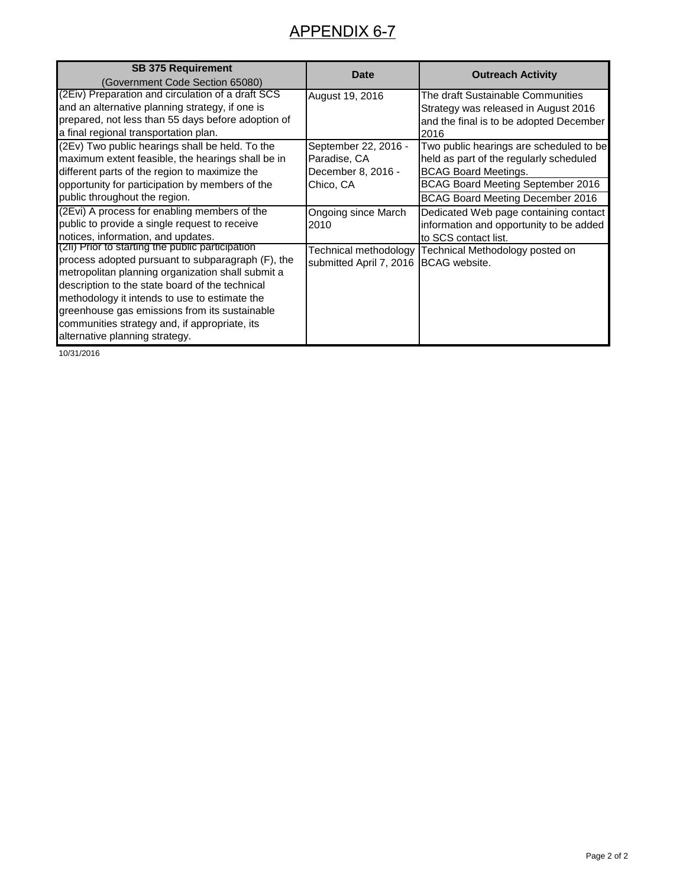# APPENDIX 6-7

| SB 375 Requirement (Government Code Section 65080) | Date | Outreach Activity |
|---|---|---|
| (2Eiv) Preparation and circulation of a draft SCS and an alternative planning strategy, if one is prepared, not less than 55 days before adoption of a final regional transportation plan. | August 19, 2016 | The draft Sustainable Communities Strategy was released in August 2016 and the final is to be adopted December 2016 |
| (2Ev) Two public hearings shall be held. To the maximum extent feasible, the hearings shall be in different parts of the region to maximize the opportunity for participation by members of the public throughout the region. | September 22, 2016 - Paradise, CA December 8, 2016 - Chico, CA | Two public hearings are scheduled to be held as part of the regularly scheduled BCAG Board Meetings. BCAG Board Meeting September 2016 BCAG Board Meeting December 2016 |
| (2Evi) A process for enabling members of the public to provide a single request to receive notices, information, and updates. | Ongoing since March 2010 | Dedicated Web page containing contact information and opportunity to be added to SCS contact list. |
| (2Ii) Prior to starting the public participation process adopted pursuant to subparagraph (F), the metropolitan planning organization shall submit a description to the state board of the technical methodology it intends to use to estimate the greenhouse gas emissions from its sustainable communities strategy and, if appropriate, its alternative planning strategy. | Technical methodology submitted April 7, 2016 | Technical Methodology posted on BCAG website. |

10/31/2016